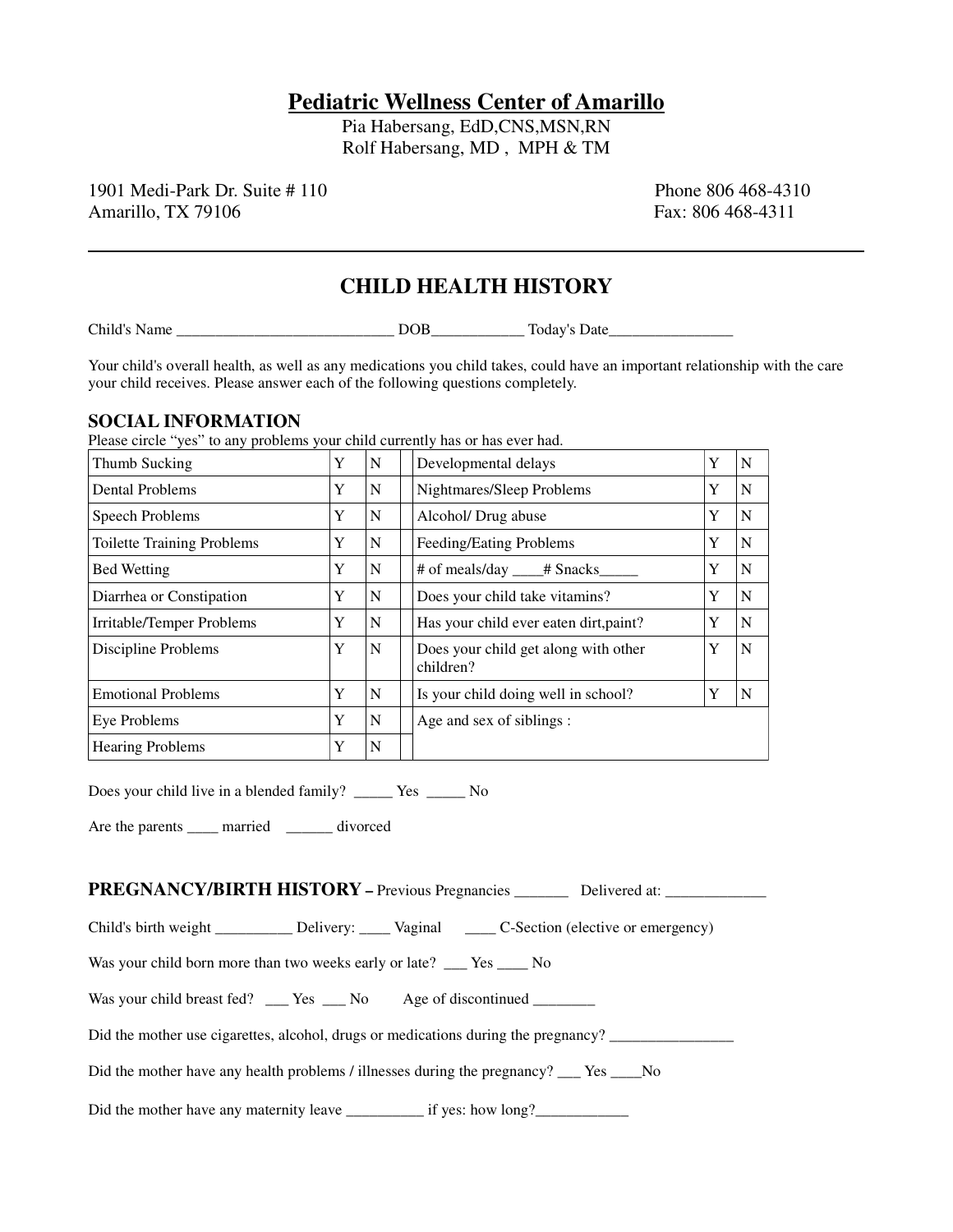# Pediatric Wellness Center of Amarillo

Pia Habersang, EdD,CNS,MSN,RN
Rolf Habersang, MD , MPH & TM

1901 Medi-Park Dr. Suite # 110
Amarillo, TX 79106

Phone 806 468-4310
Fax: 806 468-4311

---

## CHILD HEALTH HISTORY

Child's Name ____________________________ DOB____________ Today's Date________________

Your child's overall health, as well as any medications you child takes, could have an important relationship with the care your child receives. Please answer each of the following questions completely.

### SOCIAL INFORMATION

Please circle "yes" to any problems your child currently has or has ever had.

| | | | | | | |
|---|---|---|---|---|---|---|
| Thumb Sucking | Y | N | | Developmental delays | Y | N |
| Dental Problems | Y | N | | Nightmares/Sleep Problems | Y | N |
| Speech Problems | Y | N | | Alcohol/ Drug abuse | Y | N |
| Toilette Training Problems | Y | N | | Feeding/Eating Problems | Y | N |
| Bed Wetting | Y | N | | # of meals/day ____# Snacks_____ | Y | N |
| Diarrhea or Constipation | Y | N | | Does your child take vitamins? | Y | N |
| Irritable/Temper Problems | Y | N | | Has your child ever eaten dirt,paint? | Y | N |
| Discipline Problems | Y | N | | Does your child get along with other children? | Y | N |
| Emotional Problems | Y | N | | Is your child doing well in school? | Y | N |
| Eye Problems | Y | N | | Age and sex of siblings : | | |
| Hearing Problems | Y | N | | | | |

Does your child live in a blended family? _____ Yes _____ No

Are the parents ____ married ______ divorced

### PREGNANCY/BIRTH HISTORY – Previous Pregnancies _______ Delivered at: _____________

Child's birth weight __________ Delivery: ____ Vaginal ____ C-Section (elective or emergency)

Was your child born more than two weeks early or late? ___ Yes ____ No

Was your child breast fed? ___ Yes ___ No Age of discontinued ________

Did the mother use cigarettes, alcohol, drugs or medications during the pregnancy? ________________

Did the mother have any health problems / illnesses during the pregnancy? ___ Yes ____No

Did the mother have any maternity leave __________ if yes: how long?____________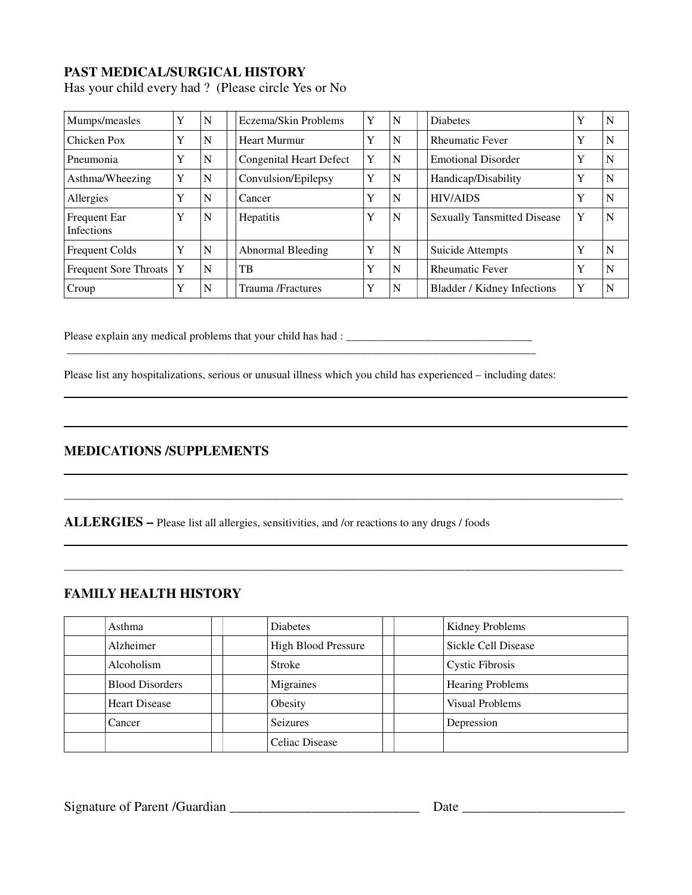## PAST MEDICAL/SURGICAL HISTORY

Has your child every had ? (Please circle Yes or No

| | | | | | | | | | | |
|---|---|---|---|---|---|---|---|---|---|---|
| Mumps/measles | Y | N | | Eczema/Skin Problems | Y | N | | Diabetes | Y | N |
| Chicken Pox | Y | N | | Heart Murmur | Y | N | | Rheumatic Fever | Y | N |
| Pneumonia | Y | N | | Congenital Heart Defect | Y | N | | Emotional Disorder | Y | N |
| Asthma/Wheezing | Y | N | | Convulsion/Epilepsy | Y | N | | Handicap/Disability | Y | N |
| Allergies | Y | N | | Cancer | Y | N | | HIV/AIDS | Y | N |
| Frequent Ear Infections | Y | N | | Hepatitis | Y | N | | Sexually Tansmitted Disease | Y | N |
| Frequent Colds | Y | N | | Abnormal Bleeding | Y | N | | Suicide Attempts | Y | N |
| Frequent Sore Throats | Y | N | | TB | Y | N | | Rheumatic Fever | Y | N |
| Croup | Y | N | | Trauma /Fractures | Y | N | | Bladder / Kidney Infections | Y | N |

Please explain any medical problems that your child has had : ________________________________

________________________________________________________________________________

Please list any hospitalizations, serious or unusual illness which you child has experienced – including dates:

________________________________________________________________________________

________________________________________________________________________________

## MEDICATIONS /SUPPLEMENTS

________________________________________________________________________________

________________________________________________________________________________

**ALLERGIES –** Please list all allergies, sensitivities, and /or reactions to any drugs / foods

________________________________________________________________________________

________________________________________________________________________________

## FAMILY HEALTH HISTORY

| | | | | | | | |
|---|---|---|---|---|---|---|---|
| | Asthma | | | Diabetes | | | Kidney Problems |
| | Alzheimer | | | High Blood Pressure | | | Sickle Cell Disease |
| | Alcoholism | | | Stroke | | | Cystic Fibrosis |
| | Blood Disorders | | | Migraines | | | Hearing Problems |
| | Heart Disease | | | Obesity | | | Visual Problems |
| | Cancer | | | Seizures | | | Depression |
| | | | | Celiac Disease | | | |

Signature of Parent /Guardian ____________________________ Date ________________________